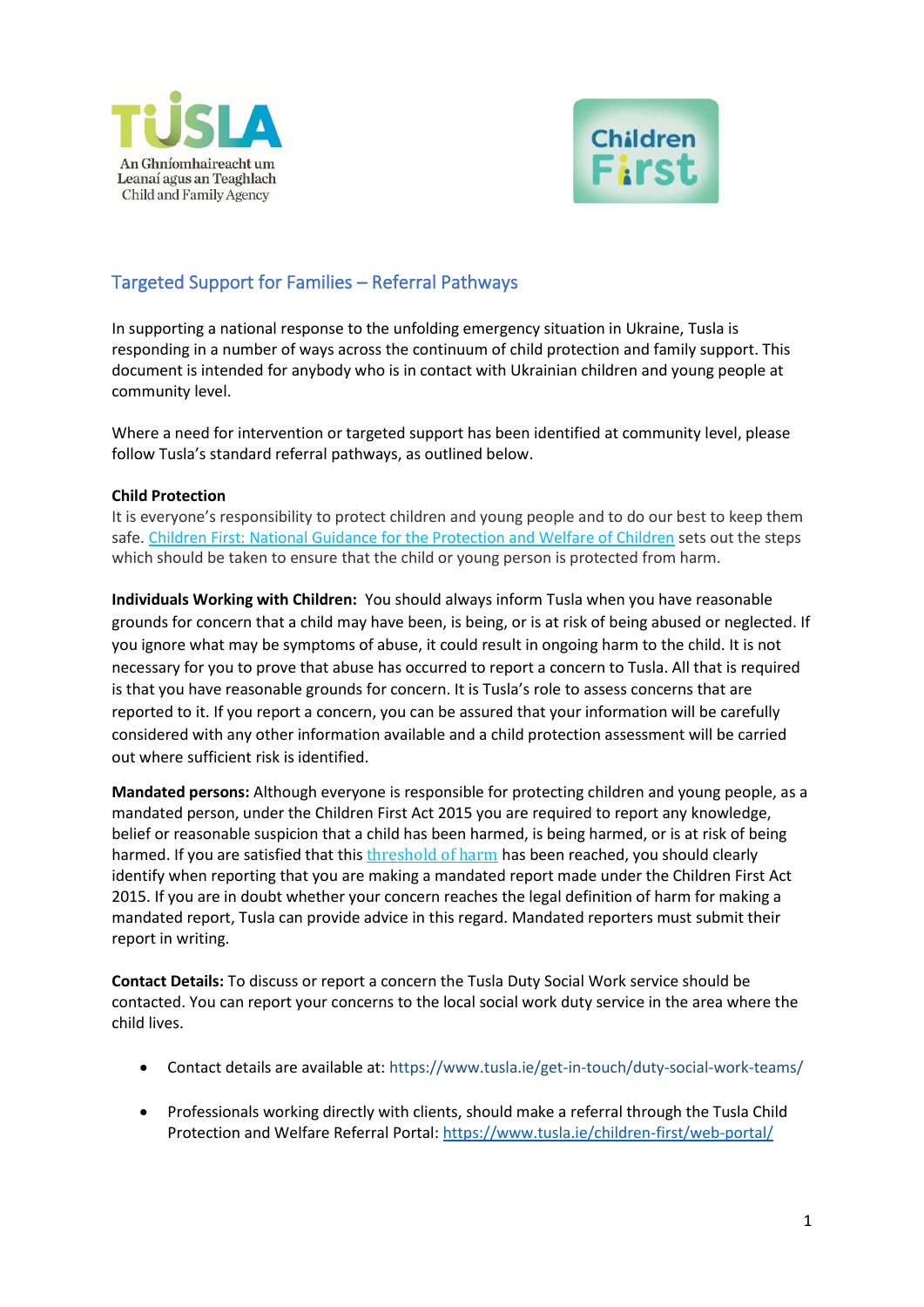TUSLA

An Ghníomhaireacht um Leanaí agus an Teaghlach

Child and Family Agency

Children First

## Targeted Support for Families – Referral Pathways

In supporting a national response to the unfolding emergency situation in Ukraine, Tusla is responding in a number of ways across the continuum of child protection and family support. This document is intended for anybody who is in contact with Ukrainian children and young people at community level.

Where a need for intervention or targeted support has been identified at community level, please follow Tusla's standard referral pathways, as outlined below.

**Child Protection**

It is everyone's responsibility to protect children and young people and to do our best to keep them safe. Children First: National Guidance for the Protection and Welfare of Children sets out the steps which should be taken to ensure that the child or young person is protected from harm.

**Individuals Working with Children:** You should always inform Tusla when you have reasonable grounds for concern that a child may have been, is being, or is at risk of being abused or neglected. If you ignore what may be symptoms of abuse, it could result in ongoing harm to the child. It is not necessary for you to prove that abuse has occurred to report a concern to Tusla. All that is required is that you have reasonable grounds for concern. It is Tusla's role to assess concerns that are reported to it. If you report a concern, you can be assured that your information will be carefully considered with any other information available and a child protection assessment will be carried out where sufficient risk is identified.

**Mandated persons:** Although everyone is responsible for protecting children and young people, as a mandated person, under the Children First Act 2015 you are required to report any knowledge, belief or reasonable suspicion that a child has been harmed, is being harmed, or is at risk of being harmed. If you are satisfied that this threshold of harm has been reached, you should clearly identify when reporting that you are making a mandated report made under the Children First Act 2015. If you are in doubt whether your concern reaches the legal definition of harm for making a mandated report, Tusla can provide advice in this regard. Mandated reporters must submit their report in writing.

**Contact Details:** To discuss or report a concern the Tusla Duty Social Work service should be contacted. You can report your concerns to the local social work duty service in the area where the child lives.

- Contact details are available at: https://www.tusla.ie/get-in-touch/duty-social-work-teams/
- Professionals working directly with clients, should make a referral through the Tusla Child Protection and Welfare Referral Portal: https://www.tusla.ie/children-first/web-portal/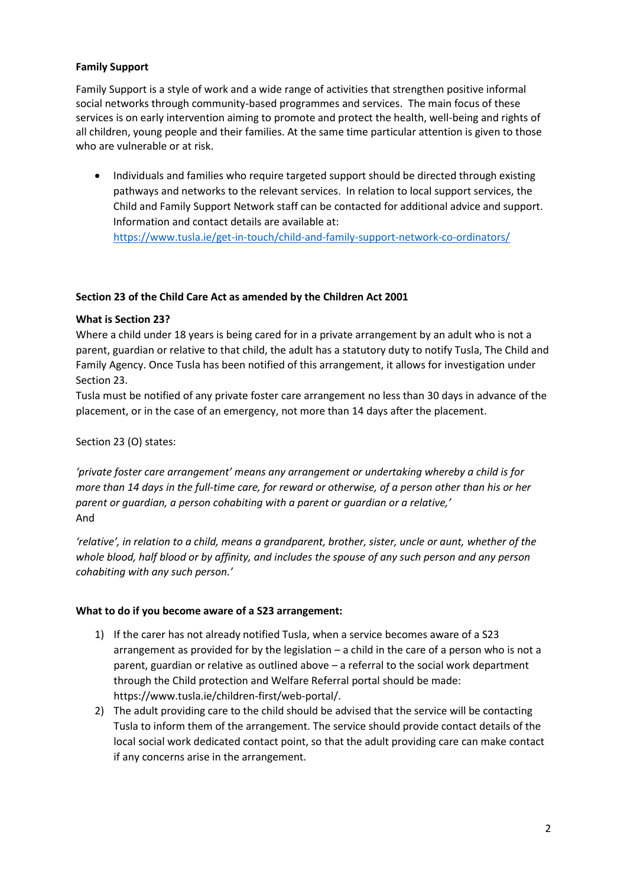**Family Support**

Family Support is a style of work and a wide range of activities that strengthen positive informal social networks through community-based programmes and services. The main focus of these services is on early intervention aiming to promote and protect the health, well-being and rights of all children, young people and their families. At the same time particular attention is given to those who are vulnerable or at risk.

- Individuals and families who require targeted support should be directed through existing pathways and networks to the relevant services. In relation to local support services, the Child and Family Support Network staff can be contacted for additional advice and support. Information and contact details are available at: https://www.tusla.ie/get-in-touch/child-and-family-support-network-co-ordinators/

**Section 23 of the Child Care Act as amended by the Children Act 2001**

**What is Section 23?**

Where a child under 18 years is being cared for in a private arrangement by an adult who is not a parent, guardian or relative to that child, the adult has a statutory duty to notify Tusla, The Child and Family Agency. Once Tusla has been notified of this arrangement, it allows for investigation under Section 23.

Tusla must be notified of any private foster care arrangement no less than 30 days in advance of the placement, or in the case of an emergency, not more than 14 days after the placement.

Section 23 (O) states:

*'private foster care arrangement' means any arrangement or undertaking whereby a child is for more than 14 days in the full-time care, for reward or otherwise, of a person other than his or her parent or guardian, a person cohabiting with a parent or guardian or a relative,'*

And

*'relative', in relation to a child, means a grandparent, brother, sister, uncle or aunt, whether of the whole blood, half blood or by affinity, and includes the spouse of any such person and any person cohabiting with any such person.'*

**What to do if you become aware of a S23 arrangement:**

1) If the carer has not already notified Tusla, when a service becomes aware of a S23 arrangement as provided for by the legislation – a child in the care of a person who is not a parent, guardian or relative as outlined above – a referral to the social work department through the Child protection and Welfare Referral portal should be made: https://www.tusla.ie/children-first/web-portal/.
2) The adult providing care to the child should be advised that the service will be contacting Tusla to inform them of the arrangement. The service should provide contact details of the local social work dedicated contact point, so that the adult providing care can make contact if any concerns arise in the arrangement.